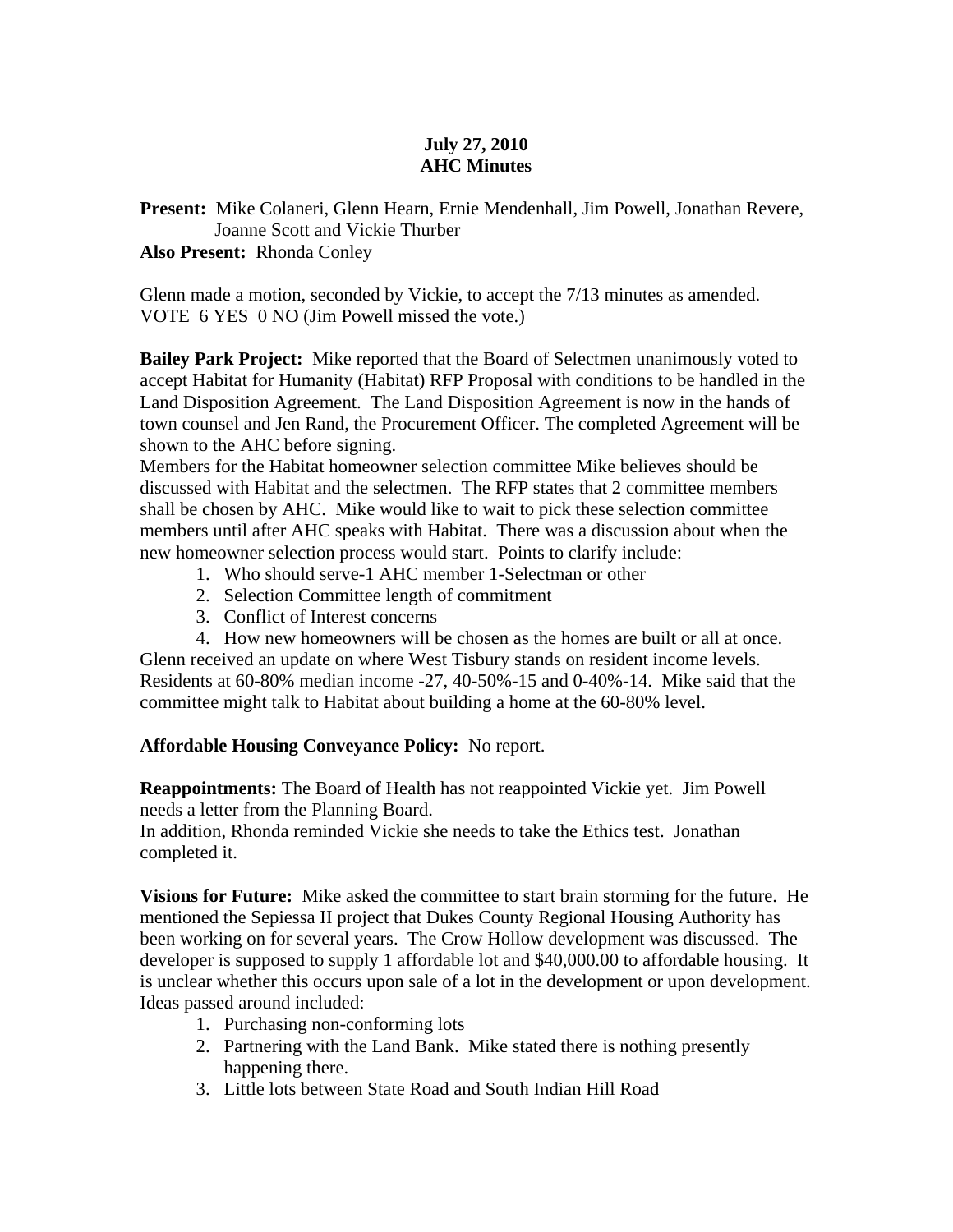**July 27, 2010**
**AHC Minutes**

**Present:** Mike Colaneri, Glenn Hearn, Ernie Mendenhall, Jim Powell, Jonathan Revere, Joanne Scott and Vickie Thurber
**Also Present:** Rhonda Conley

Glenn made a motion, seconded by Vickie, to accept the 7/13 minutes as amended. VOTE 6 YES 0 NO (Jim Powell missed the vote.)

**Bailey Park Project:** Mike reported that the Board of Selectmen unanimously voted to accept Habitat for Humanity (Habitat) RFP Proposal with conditions to be handled in the Land Disposition Agreement. The Land Disposition Agreement is now in the hands of town counsel and Jen Rand, the Procurement Officer. The completed Agreement will be shown to the AHC before signing.
Members for the Habitat homeowner selection committee Mike believes should be discussed with Habitat and the selectmen. The RFP states that 2 committee members shall be chosen by AHC. Mike would like to wait to pick these selection committee members until after AHC speaks with Habitat. There was a discussion about when the new homeowner selection process would start. Points to clarify include:

1. Who should serve-1 AHC member 1-Selectman or other
2. Selection Committee length of commitment
3. Conflict of Interest concerns
4. How new homeowners will be chosen as the homes are built or all at once.

Glenn received an update on where West Tisbury stands on resident income levels. Residents at 60-80% median income -27, 40-50%-15 and 0-40%-14. Mike said that the committee might talk to Habitat about building a home at the 60-80% level.

**Affordable Housing Conveyance Policy:** No report.

**Reappointments:** The Board of Health has not reappointed Vickie yet. Jim Powell needs a letter from the Planning Board.
In addition, Rhonda reminded Vickie she needs to take the Ethics test. Jonathan completed it.

**Visions for Future:** Mike asked the committee to start brain storming for the future. He mentioned the Sepiessa II project that Dukes County Regional Housing Authority has been working on for several years. The Crow Hollow development was discussed. The developer is supposed to supply 1 affordable lot and $40,000.00 to affordable housing. It is unclear whether this occurs upon sale of a lot in the development or upon development. Ideas passed around included:

1. Purchasing non-conforming lots
2. Partnering with the Land Bank. Mike stated there is nothing presently happening there.
3. Little lots between State Road and South Indian Hill Road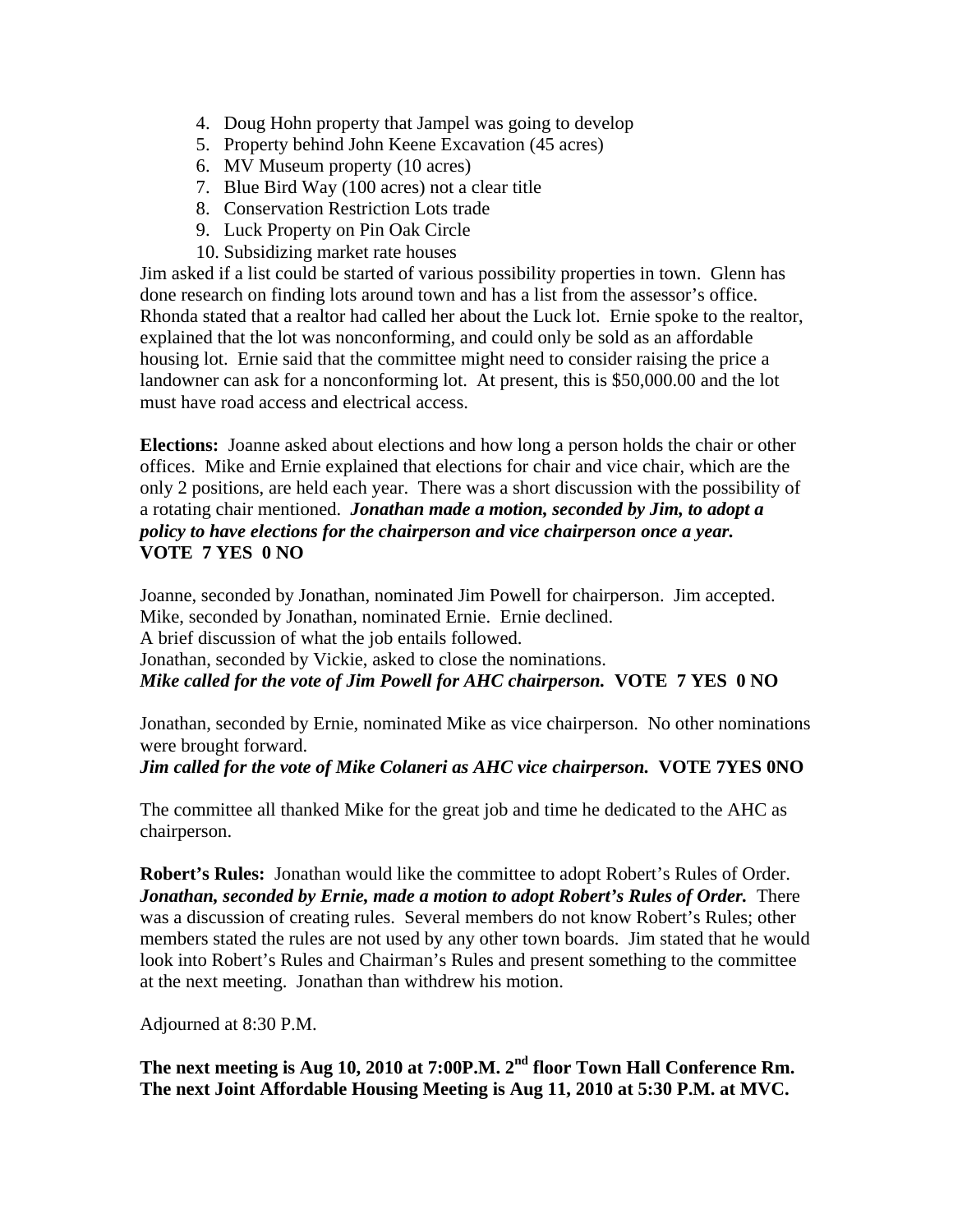4. Doug Hohn property that Jampel was going to develop
5. Property behind John Keene Excavation (45 acres)
6. MV Museum property (10 acres)
7. Blue Bird Way (100 acres) not a clear title
8. Conservation Restriction Lots trade
9. Luck Property on Pin Oak Circle
10. Subsidizing market rate houses

Jim asked if a list could be started of various possibility properties in town. Glenn has done research on finding lots around town and has a list from the assessor's office. Rhonda stated that a realtor had called her about the Luck lot. Ernie spoke to the realtor, explained that the lot was nonconforming, and could only be sold as an affordable housing lot. Ernie said that the committee might need to consider raising the price a landowner can ask for a nonconforming lot. At present, this is $50,000.00 and the lot must have road access and electrical access.

**Elections:** Joanne asked about elections and how long a person holds the chair or other offices. Mike and Ernie explained that elections for chair and vice chair, which are the only 2 positions, are held each year. There was a short discussion with the possibility of a rotating chair mentioned. ***Jonathan made a motion, seconded by Jim, to adopt a policy to have elections for the chairperson and vice chairperson once a year.*** **VOTE 7 YES 0 NO**

Joanne, seconded by Jonathan, nominated Jim Powell for chairperson. Jim accepted.
Mike, seconded by Jonathan, nominated Ernie. Ernie declined.
A brief discussion of what the job entails followed.
Jonathan, seconded by Vickie, asked to close the nominations.
***Mike called for the vote of Jim Powell for AHC chairperson.*** **VOTE 7 YES 0 NO**

Jonathan, seconded by Ernie, nominated Mike as vice chairperson. No other nominations were brought forward.
***Jim called for the vote of Mike Colaneri as AHC vice chairperson.*** **VOTE 7YES 0NO**

The committee all thanked Mike for the great job and time he dedicated to the AHC as chairperson.

**Robert's Rules:** Jonathan would like the committee to adopt Robert's Rules of Order. ***Jonathan, seconded by Ernie, made a motion to adopt Robert's Rules of Order.*** There was a discussion of creating rules. Several members do not know Robert's Rules; other members stated the rules are not used by any other town boards. Jim stated that he would look into Robert's Rules and Chairman's Rules and present something to the committee at the next meeting. Jonathan than withdrew his motion.

Adjourned at 8:30 P.M.

**The next meeting is Aug 10, 2010 at 7:00P.M. 2nd floor Town Hall Conference Rm.**
**The next Joint Affordable Housing Meeting is Aug 11, 2010 at 5:30 P.M. at MVC.**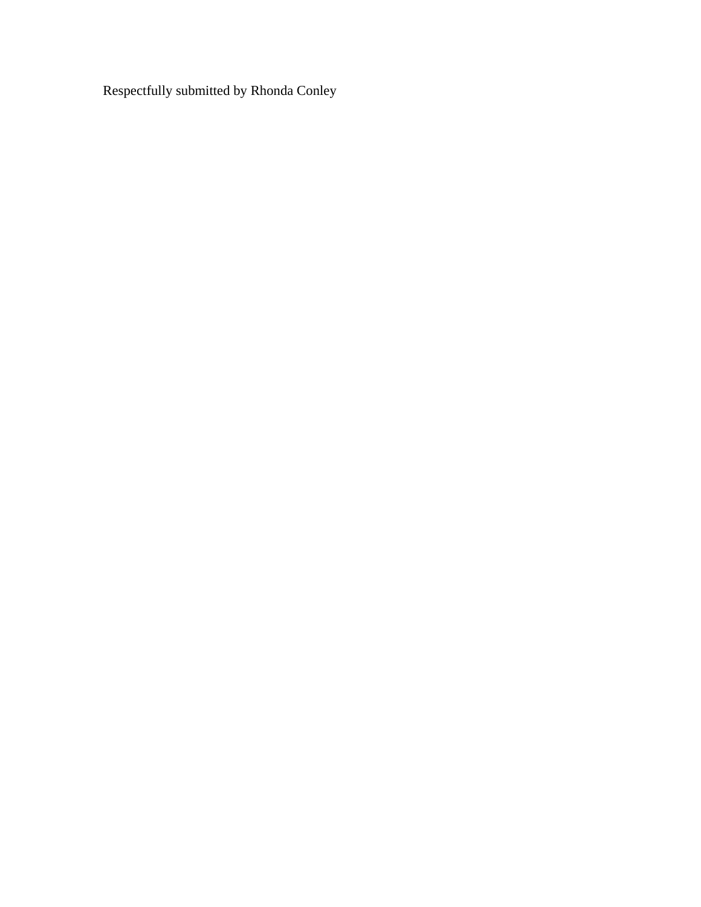Respectfully submitted by Rhonda Conley